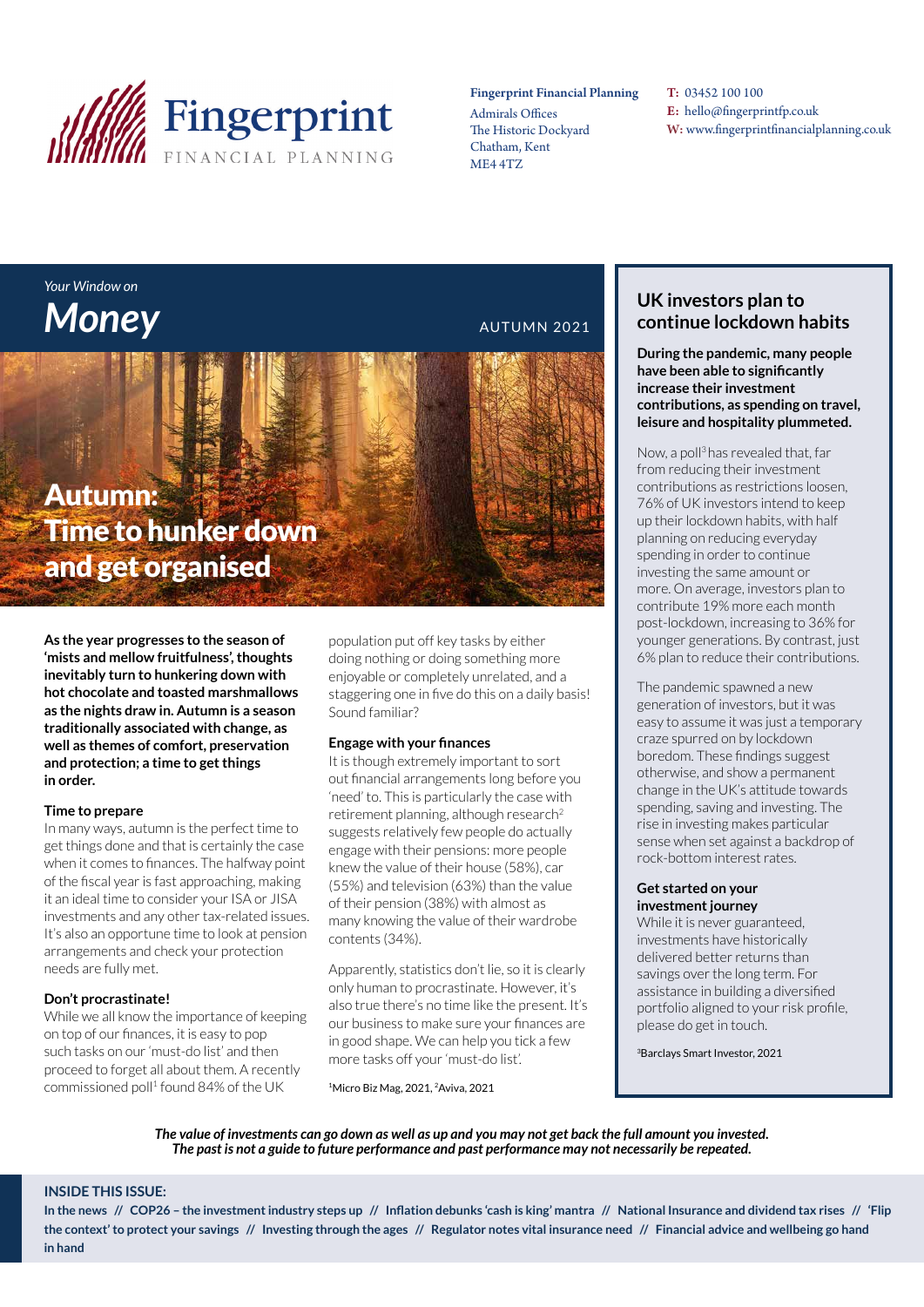Fingerprint FINANCIAL PLANNING

**Fingerprint Financial Planning**
Admirals Offices
The Historic Dockyard
Chatham, Kent
ME4 4TZ

**T:** 03452 100 100
**E:** hello@fingerprintfp.co.uk
**W:** www.fingerprintfinancialplanning.co.uk

*Your Window on*
# *Money*

AUTUMN 2021

## Autumn: Time to hunker down and get organised

**As the year progresses to the season of 'mists and mellow fruitfulness', thoughts inevitably turn to hunkering down with hot chocolate and toasted marshmallows as the nights draw in. Autumn is a season traditionally associated with change, as well as themes of comfort, preservation and protection; a time to get things in order.**

### Time to prepare

In many ways, autumn is the perfect time to get things done and that is certainly the case when it comes to finances. The halfway point of the fiscal year is fast approaching, making it an ideal time to consider your ISA or JISA investments and any other tax-related issues. It's also an opportune time to look at pension arrangements and check your protection needs are fully met.

### Don't procrastinate!

While we all know the importance of keeping on top of our finances, it is easy to pop such tasks on our 'must-do list' and then proceed to forget all about them. A recently commissioned poll[1] found 84% of the UK population put off key tasks by either doing nothing or doing something more enjoyable or completely unrelated, and a staggering one in five do this on a daily basis! Sound familiar?

### Engage with your finances

It is though extremely important to sort out financial arrangements long before you 'need' to. This is particularly the case with retirement planning, although research[2] suggests relatively few people do actually engage with their pensions: more people knew the value of their house (58%), car (55%) and television (63%) than the value of their pension (38%) with almost as many knowing the value of their wardrobe contents (34%).

Apparently, statistics don't lie, so it is clearly only human to procrastinate. However, it's also true there's no time like the present. It's our business to make sure your finances are in good shape. We can help you tick a few more tasks off your 'must-do list'.

[1]Micro Biz Mag, 2021, [2]Aviva, 2021

## UK investors plan to continue lockdown habits

**During the pandemic, many people have been able to significantly increase their investment contributions, as spending on travel, leisure and hospitality plummeted.**

Now, a poll[3] has revealed that, far from reducing their investment contributions as restrictions loosen, 76% of UK investors intend to keep up their lockdown habits, with half planning on reducing everyday spending in order to continue investing the same amount or more. On average, investors plan to contribute 19% more each month post-lockdown, increasing to 36% for younger generations. By contrast, just 6% plan to reduce their contributions.

The pandemic spawned a new generation of investors, but it was easy to assume it was just a temporary craze spurred on by lockdown boredom. These findings suggest otherwise, and show a permanent change in the UK's attitude towards spending, saving and investing. The rise in investing makes particular sense when set against a backdrop of rock-bottom interest rates.

### Get started on your investment journey

While it is never guaranteed, investments have historically delivered better returns than savings over the long term. For assistance in building a diversified portfolio aligned to your risk profile, please do get in touch.

[3]Barclays Smart Investor, 2021

***The value of investments can go down as well as up and you may not get back the full amount you invested. The past is not a guide to future performance and past performance may not necessarily be repeated.***

**INSIDE THIS ISSUE:**

**In the news // COP26 – the investment industry steps up // Inflation debunks 'cash is king' mantra // National Insurance and dividend tax rises // 'Flip the context' to protect your savings // Investing through the ages // Regulator notes vital insurance need // Financial advice and wellbeing go hand in hand**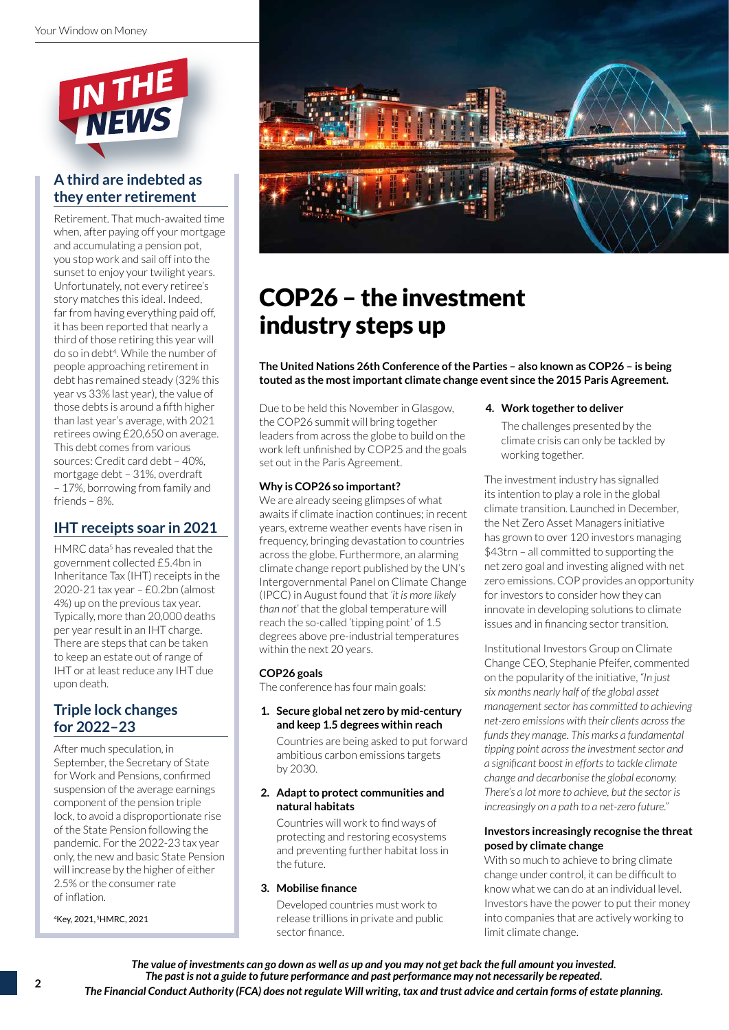# IN THE NEWS

## A third are indebted as they enter retirement

Retirement. That much-awaited time when, after paying off your mortgage and accumulating a pension pot, you stop work and sail off into the sunset to enjoy your twilight years. Unfortunately, not every retiree's story matches this ideal. Indeed, far from having everything paid off, it has been reported that nearly a third of those retiring this year will do so in debt[4]. While the number of people approaching retirement in debt has remained steady (32% this year vs 33% last year), the value of those debts is around a fifth higher than last year's average, with 2021 retirees owing £20,650 on average. This debt comes from various sources: Credit card debt – 40%, mortgage debt – 31%, overdraft – 17%, borrowing from family and friends – 8%.

## IHT receipts soar in 2021

HMRC data[5] has revealed that the government collected £5.4bn in Inheritance Tax (IHT) receipts in the 2020-21 tax year – £0.2bn (almost 4%) up on the previous tax year. Typically, more than 20,000 deaths per year result in an IHT charge. There are steps that can be taken to keep an estate out of range of IHT or at least reduce any IHT due upon death.

## Triple lock changes for 2022–23

After much speculation, in September, the Secretary of State for Work and Pensions, confirmed suspension of the average earnings component of the pension triple lock, to avoid a disproportionate rise of the State Pension following the pandemic. For the 2022-23 tax year only, the new and basic State Pension will increase by the higher of either 2.5% or the consumer rate of inflation.

[4]Key, 2021, [5]HMRC, 2021

# COP26 – the investment industry steps up

**The United Nations 26th Conference of the Parties – also known as COP26 – is being touted as the most important climate change event since the 2015 Paris Agreement.**

Due to be held this November in Glasgow, the COP26 summit will bring together leaders from across the globe to build on the work left unfinished by COP25 and the goals set out in the Paris Agreement.

### Why is COP26 so important?

We are already seeing glimpses of what awaits if climate inaction continues; in recent years, extreme weather events have risen in frequency, bringing devastation to countries across the globe. Furthermore, an alarming climate change report published by the UN's Intergovernmental Panel on Climate Change (IPCC) in August found that *'it is more likely than not'* that the global temperature will reach the so-called 'tipping point' of 1.5 degrees above pre-industrial temperatures within the next 20 years.

### COP26 goals

The conference has four main goals:

1. **Secure global net zero by mid-century and keep 1.5 degrees within reach**

   Countries are being asked to put forward ambitious carbon emissions targets by 2030.

2. **Adapt to protect communities and natural habitats**

   Countries will work to find ways of protecting and restoring ecosystems and preventing further habitat loss in the future.

3. **Mobilise finance**

   Developed countries must work to release trillions in private and public sector finance.

4. **Work together to deliver**

   The challenges presented by the climate crisis can only be tackled by working together.

The investment industry has signalled its intention to play a role in the global climate transition. Launched in December, the Net Zero Asset Managers initiative has grown to over 120 investors managing $43trn – all committed to supporting the net zero goal and investing aligned with net zero emissions. COP provides an opportunity for investors to consider how they can innovate in developing solutions to climate issues and in financing sector transition.

Institutional Investors Group on Climate Change CEO, Stephanie Pfeifer, commented on the popularity of the initiative, *"In just six months nearly half of the global asset management sector has committed to achieving net-zero emissions with their clients across the funds they manage. This marks a fundamental tipping point across the investment sector and a significant boost in efforts to tackle climate change and decarbonise the global economy. There's a lot more to achieve, but the sector is increasingly on a path to a net-zero future."*

### Investors increasingly recognise the threat posed by climate change

With so much to achieve to bring climate change under control, it can be difficult to know what we can do at an individual level. Investors have the power to put their money into companies that are actively working to limit climate change.

***The value of investments can go down as well as up and you may not get back the full amount you invested. The past is not a guide to future performance and past performance may not necessarily be repeated. The Financial Conduct Authority (FCA) does not regulate Will writing, tax and trust advice and certain forms of estate planning.***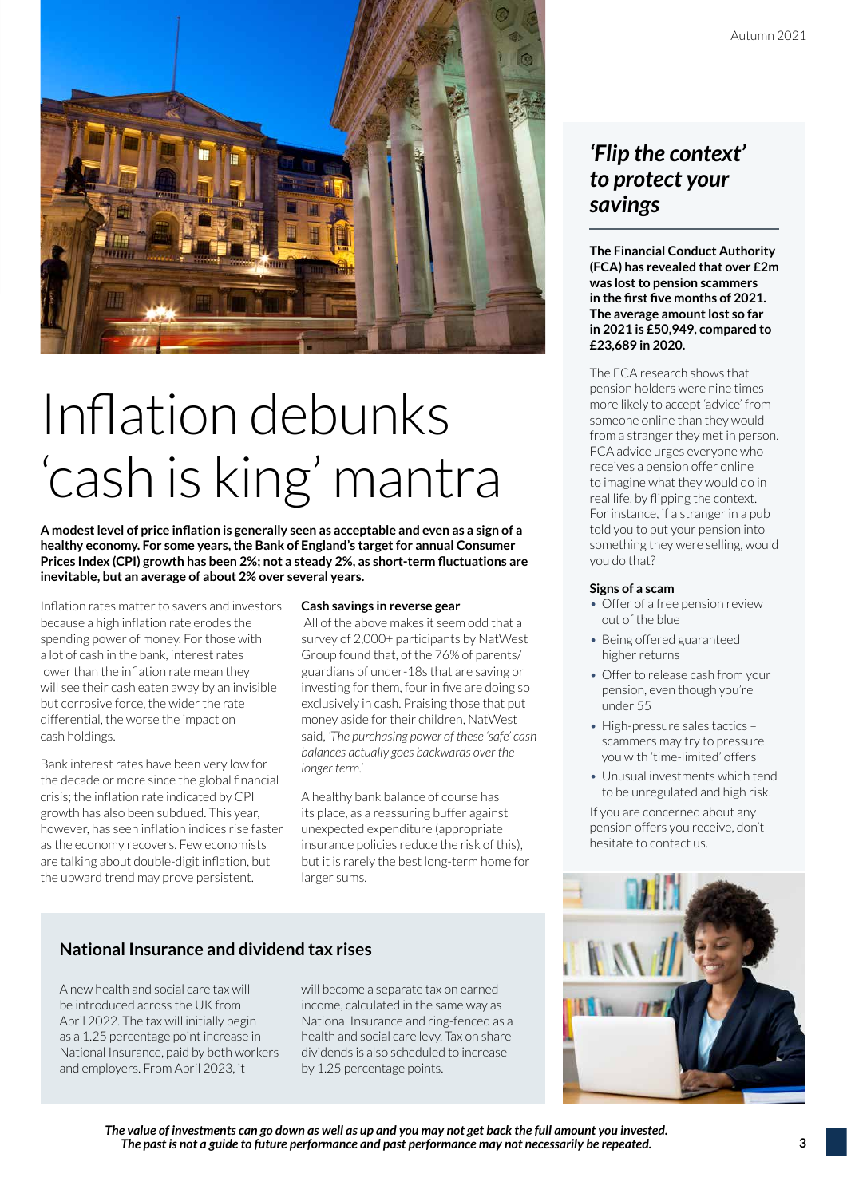# Inflation debunks 'cash is king' mantra

**A modest level of price inflation is generally seen as acceptable and even as a sign of a healthy economy. For some years, the Bank of England's target for annual Consumer Prices Index (CPI) growth has been 2%; not a steady 2%, as short-term fluctuations are inevitable, but an average of about 2% over several years.**

Inflation rates matter to savers and investors because a high inflation rate erodes the spending power of money. For those with a lot of cash in the bank, interest rates lower than the inflation rate mean they will see their cash eaten away by an invisible but corrosive force, the wider the rate differential, the worse the impact on cash holdings.

Bank interest rates have been very low for the decade or more since the global financial crisis; the inflation rate indicated by CPI growth has also been subdued. This year, however, has seen inflation indices rise faster as the economy recovers. Few economists are talking about double-digit inflation, but the upward trend may prove persistent.

### Cash savings in reverse gear

All of the above makes it seem odd that a survey of 2,000+ participants by NatWest Group found that, of the 76% of parents/guardians of under-18s that are saving or investing for them, four in five are doing so exclusively in cash. Praising those that put money aside for their children, NatWest said, *'The purchasing power of these 'safe' cash balances actually goes backwards over the longer term.'*

A healthy bank balance of course has its place, as a reassuring buffer against unexpected expenditure (appropriate insurance policies reduce the risk of this), but it is rarely the best long-term home for larger sums.

## National Insurance and dividend tax rises

A new health and social care tax will be introduced across the UK from April 2022. The tax will initially begin as a 1.25 percentage point increase in National Insurance, paid by both workers and employers. From April 2023, it will become a separate tax on earned income, calculated in the same way as National Insurance and ring-fenced as a health and social care levy. Tax on share dividends is also scheduled to increase by 1.25 percentage points.

## *'Flip the context' to protect your savings*

**The Financial Conduct Authority (FCA) has revealed that over £2m was lost to pension scammers in the first five months of 2021. The average amount lost so far in 2021 is £50,949, compared to £23,689 in 2020.**

The FCA research shows that pension holders were nine times more likely to accept 'advice' from someone online than they would from a stranger they met in person. FCA advice urges everyone who receives a pension offer online to imagine what they would do in real life, by flipping the context. For instance, if a stranger in a pub told you to put your pension into something they were selling, would you do that?

### Signs of a scam

- Offer of a free pension review out of the blue
- Being offered guaranteed higher returns
- Offer to release cash from your pension, even though you're under 55
- High-pressure sales tactics – scammers may try to pressure you with 'time-limited' offers
- Unusual investments which tend to be unregulated and high risk.

If you are concerned about any pension offers you receive, don't hesitate to contact us.

***The value of investments can go down as well as up and you may not get back the full amount you invested. The past is not a guide to future performance and past performance may not necessarily be repeated.***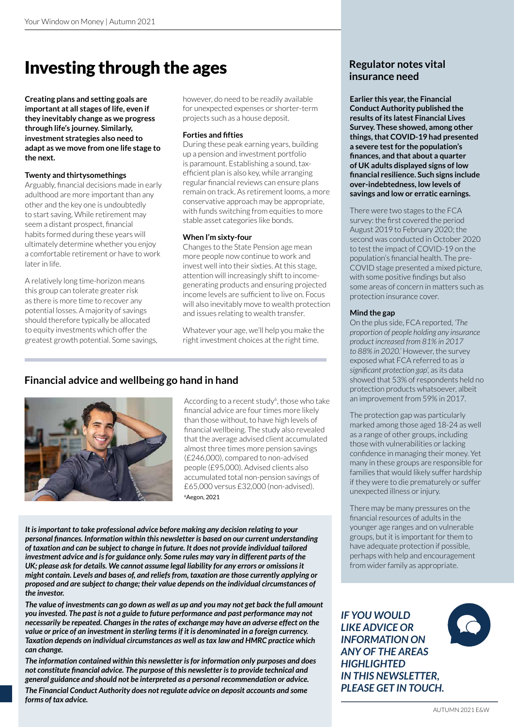# Investing through the ages

**Creating plans and setting goals are important at all stages of life, even if they inevitably change as we progress through life's journey. Similarly, investment strategies also need to adapt as we move from one life stage to the next.**

### Twenty and thirtysomethings

Arguably, financial decisions made in early adulthood are more important than any other and the key one is undoubtedly to start saving. While retirement may seem a distant prospect, financial habits formed during these years will ultimately determine whether you enjoy a comfortable retirement or have to work later in life.

A relatively long time-horizon means this group can tolerate greater risk as there is more time to recover any potential losses. A majority of savings should therefore typically be allocated to equity investments which offer the greatest growth potential. Some savings, however, do need to be readily available for unexpected expenses or shorter-term projects such as a house deposit.

### Forties and fifties

During these peak earning years, building up a pension and investment portfolio is paramount. Establishing a sound, tax-efficient plan is also key, while arranging regular financial reviews can ensure plans remain on track. As retirement looms, a more conservative approach may be appropriate, with funds switching from equities to more stable asset categories like bonds.

### When I'm sixty-four

Changes to the State Pension age mean more people now continue to work and invest well into their sixties. At this stage, attention will increasingly shift to income-generating products and ensuring projected income levels are sufficient to live on. Focus will also inevitably move to wealth protection and issues relating to wealth transfer.

Whatever your age, we'll help you make the right investment choices at the right time.

## Financial advice and wellbeing go hand in hand

According to a recent study[6], those who take financial advice are four times more likely than those without, to have high levels of financial wellbeing. The study also revealed that the average advised client accumulated almost three times more pension savings (£246,000), compared to non-advised people (£95,000). Advised clients also accumulated total non-pension savings of £65,000 versus £32,000 (non-advised).

[6]Aegon, 2021

***It is important to take professional advice before making any decision relating to your personal finances. Information within this newsletter is based on our current understanding of taxation and can be subject to change in future. It does not provide individual tailored investment advice and is for guidance only. Some rules may vary in different parts of the UK; please ask for details. We cannot assume legal liability for any errors or omissions it might contain. Levels and bases of, and reliefs from, taxation are those currently applying or proposed and are subject to change; their value depends on the individual circumstances of the investor.***

***The value of investments can go down as well as up and you may not get back the full amount you invested. The past is not a guide to future performance and past performance may not necessarily be repeated. Changes in the rates of exchange may have an adverse effect on the value or price of an investment in sterling terms if it is denominated in a foreign currency. Taxation depends on individual circumstances as well as tax law and HMRC practice which can change.***

***The information contained within this newsletter is for information only purposes and does not constitute financial advice. The purpose of this newsletter is to provide technical and general guidance and should not be interpreted as a personal recommendation or advice.***

***The Financial Conduct Authority does not regulate advice on deposit accounts and some forms of tax advice.***

## Regulator notes vital insurance need

**Earlier this year, the Financial Conduct Authority published the results of its latest Financial Lives Survey. These showed, among other things, that COVID-19 had presented a severe test for the population's finances, and that about a quarter of UK adults displayed signs of low financial resilience. Such signs include over-indebtedness, low levels of savings and low or erratic earnings.**

There were two stages to the FCA survey: the first covered the period August 2019 to February 2020; the second was conducted in October 2020 to test the impact of COVID-19 on the population's financial health. The pre-COVID stage presented a mixed picture, with some positive findings but also some areas of concern in matters such as protection insurance cover.

### Mind the gap

On the plus side, FCA reported, *'The proportion of people holding any insurance product increased from 81% in 2017 to 88% in 2020.'* However, the survey exposed what FCA referred to as *'a significant protection gap'*, as its data showed that 53% of respondents held no protection products whatsoever, albeit an improvement from 59% in 2017.

The protection gap was particularly marked among those aged 18-24 as well as a range of other groups, including those with vulnerabilities or lacking confidence in managing their money. Yet many in these groups are responsible for families that would likely suffer hardship if they were to die prematurely or suffer unexpected illness or injury.

There may be many pressures on the financial resources of adults in the younger age ranges and on vulnerable groups, but it is important for them to have adequate protection if possible, perhaps with help and encouragement from wider family as appropriate.

***IF YOU WOULD LIKE ADVICE OR INFORMATION ON ANY OF THE AREAS HIGHLIGHTED IN THIS NEWSLETTER, PLEASE GET IN TOUCH.***